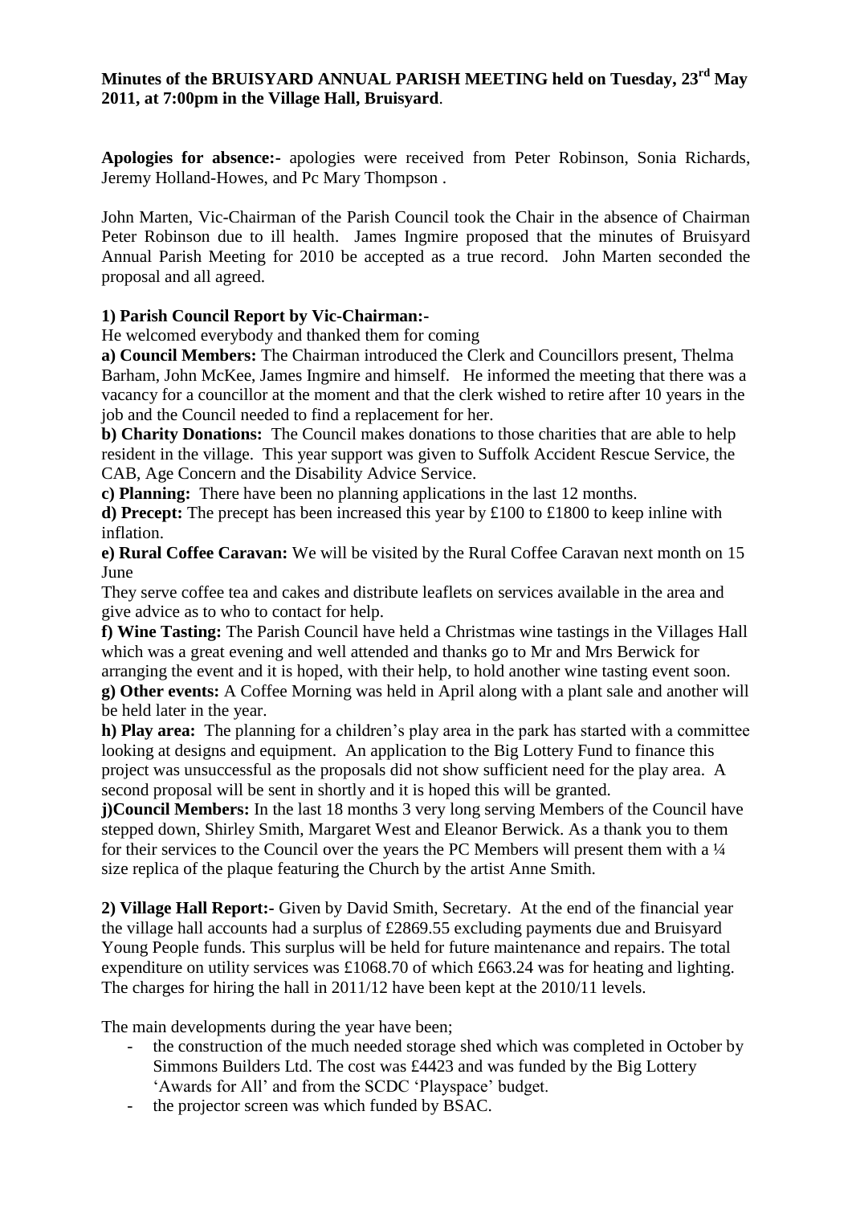**Minutes of the BRUISYARD ANNUAL PARISH MEETING held on Tuesday, 23rd May 2011, at 7:00pm in the Village Hall, Bruisyard**.

**Apologies for absence:-** apologies were received from Peter Robinson, Sonia Richards, Jeremy Holland-Howes, and Pc Mary Thompson .

John Marten, Vic-Chairman of the Parish Council took the Chair in the absence of Chairman Peter Robinson due to ill health. James Ingmire proposed that the minutes of Bruisyard Annual Parish Meeting for 2010 be accepted as a true record. John Marten seconded the proposal and all agreed.

**1) Parish Council Report by Vic-Chairman:-**

He welcomed everybody and thanked them for coming

**a) Council Members:** The Chairman introduced the Clerk and Councillors present, Thelma Barham, John McKee, James Ingmire and himself. He informed the meeting that there was a vacancy for a councillor at the moment and that the clerk wished to retire after 10 years in the job and the Council needed to find a replacement for her.

**b) Charity Donations:** The Council makes donations to those charities that are able to help resident in the village. This year support was given to Suffolk Accident Rescue Service, the CAB, Age Concern and the Disability Advice Service.

**c) Planning:** There have been no planning applications in the last 12 months.

**d) Precept:** The precept has been increased this year by £100 to £1800 to keep inline with inflation.

**e) Rural Coffee Caravan:** We will be visited by the Rural Coffee Caravan next month on 15 June

They serve coffee tea and cakes and distribute leaflets on services available in the area and give advice as to who to contact for help.

**f) Wine Tasting:** The Parish Council have held a Christmas wine tastings in the Villages Hall which was a great evening and well attended and thanks go to Mr and Mrs Berwick for arranging the event and it is hoped, with their help, to hold another wine tasting event soon.

**g) Other events:** A Coffee Morning was held in April along with a plant sale and another will be held later in the year.

**h) Play area:** The planning for a children's play area in the park has started with a committee looking at designs and equipment. An application to the Big Lottery Fund to finance this project was unsuccessful as the proposals did not show sufficient need for the play area. A second proposal will be sent in shortly and it is hoped this will be granted.

**j)Council Members:** In the last 18 months 3 very long serving Members of the Council have stepped down, Shirley Smith, Margaret West and Eleanor Berwick. As a thank you to them for their services to the Council over the years the PC Members will present them with a ¼ size replica of the plaque featuring the Church by the artist Anne Smith.

**2) Village Hall Report:-** Given by David Smith, Secretary. At the end of the financial year the village hall accounts had a surplus of £2869.55 excluding payments due and Bruisyard Young People funds. This surplus will be held for future maintenance and repairs. The total expenditure on utility services was £1068.70 of which £663.24 was for heating and lighting. The charges for hiring the hall in 2011/12 have been kept at the 2010/11 levels.

The main developments during the year have been;

- the construction of the much needed storage shed which was completed in October by Simmons Builders Ltd. The cost was £4423 and was funded by the Big Lottery 'Awards for All' and from the SCDC 'Playspace' budget.
- the projector screen was which funded by BSAC.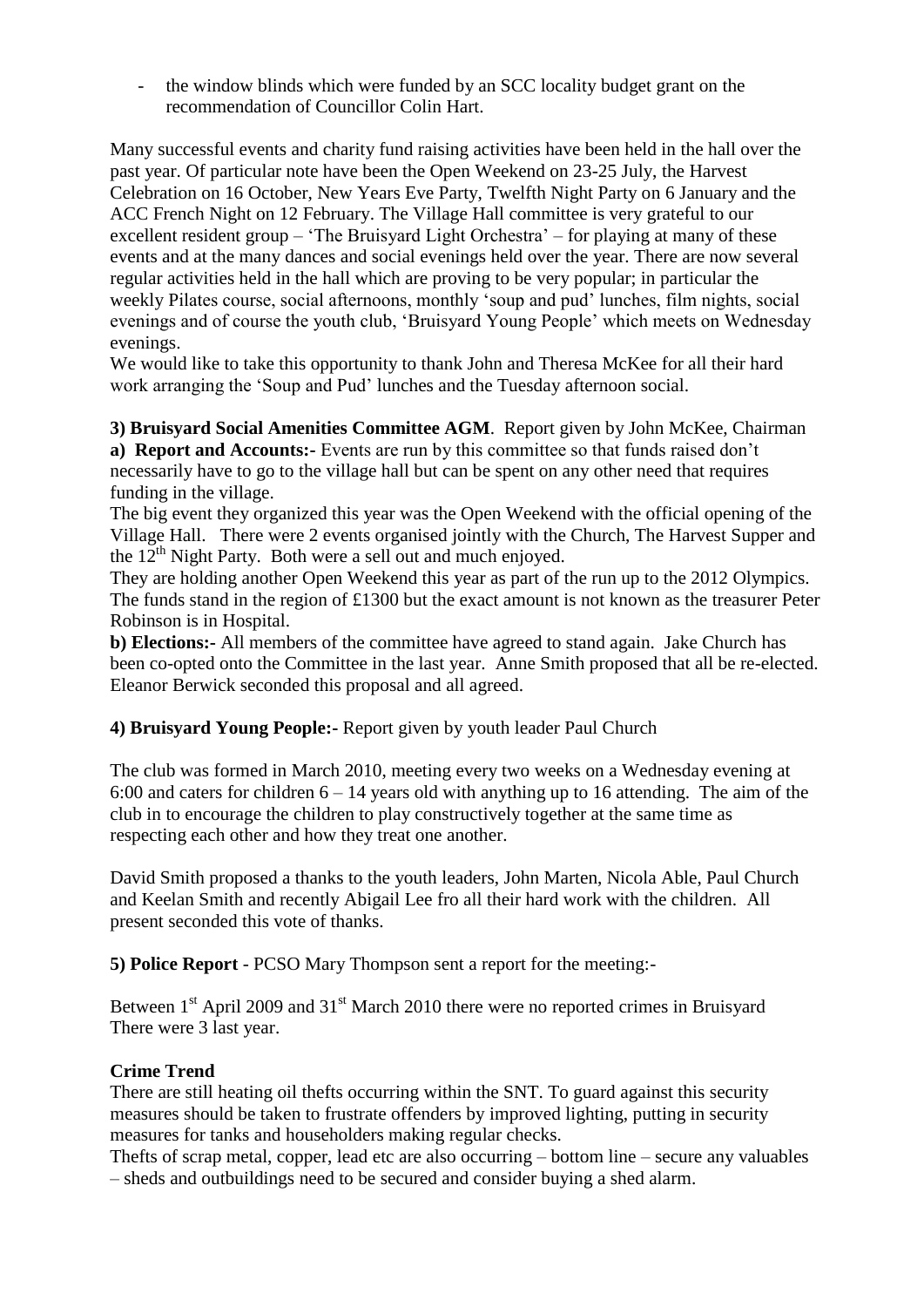- the window blinds which were funded by an SCC locality budget grant on the recommendation of Councillor Colin Hart.

Many successful events and charity fund raising activities have been held in the hall over the past year. Of particular note have been the Open Weekend on 23-25 July, the Harvest Celebration on 16 October, New Years Eve Party, Twelfth Night Party on 6 January and the ACC French Night on 12 February. The Village Hall committee is very grateful to our excellent resident group – 'The Bruisyard Light Orchestra' – for playing at many of these events and at the many dances and social evenings held over the year. There are now several regular activities held in the hall which are proving to be very popular; in particular the weekly Pilates course, social afternoons, monthly 'soup and pud' lunches, film nights, social evenings and of course the youth club, 'Bruisyard Young People' which meets on Wednesday evenings.
We would like to take this opportunity to thank John and Theresa McKee for all their hard work arranging the 'Soup and Pud' lunches and the Tuesday afternoon social.

**3) Bruisyard Social Amenities Committee AGM**. Report given by John McKee, Chairman
**a) Report and Accounts:-** Events are run by this committee so that funds raised don't necessarily have to go to the village hall but can be spent on any other need that requires funding in the village.
The big event they organized this year was the Open Weekend with the official opening of the Village Hall. There were 2 events organised jointly with the Church, The Harvest Supper and the 12th Night Party. Both were a sell out and much enjoyed.
They are holding another Open Weekend this year as part of the run up to the 2012 Olympics. The funds stand in the region of £1300 but the exact amount is not known as the treasurer Peter Robinson is in Hospital.
**b) Elections:-** All members of the committee have agreed to stand again. Jake Church has been co-opted onto the Committee in the last year. Anne Smith proposed that all be re-elected. Eleanor Berwick seconded this proposal and all agreed.

**4) Bruisyard Young People:-** Report given by youth leader Paul Church

The club was formed in March 2010, meeting every two weeks on a Wednesday evening at 6:00 and caters for children 6 – 14 years old with anything up to 16 attending. The aim of the club in to encourage the children to play constructively together at the same time as respecting each other and how they treat one another.

David Smith proposed a thanks to the youth leaders, John Marten, Nicola Able, Paul Church and Keelan Smith and recently Abigail Lee fro all their hard work with the children. All present seconded this vote of thanks.

**5) Police Report** - PCSO Mary Thompson sent a report for the meeting:-

Between 1st April 2009 and 31st March 2010 there were no reported crimes in Bruisyard
There were 3 last year.

**Crime Trend**
There are still heating oil thefts occurring within the SNT. To guard against this security measures should be taken to frustrate offenders by improved lighting, putting in security measures for tanks and householders making regular checks.
Thefts of scrap metal, copper, lead etc are also occurring – bottom line – secure any valuables – sheds and outbuildings need to be secured and consider buying a shed alarm.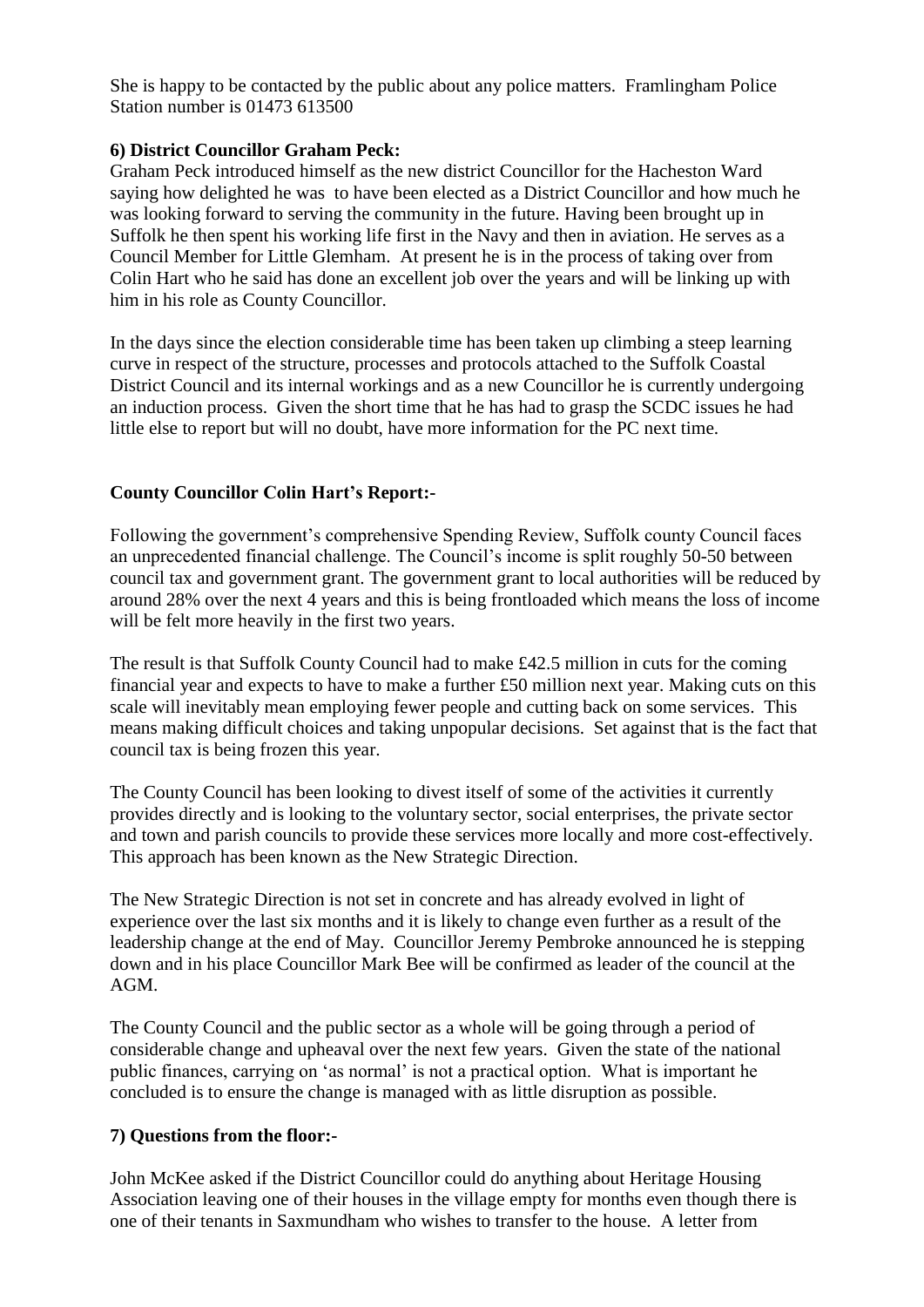She is happy to be contacted by the public about any police matters. Framlingham Police Station number is 01473 613500

**6) District Councillor Graham Peck:**

Graham Peck introduced himself as the new district Councillor for the Hacheston Ward saying how delighted he was to have been elected as a District Councillor and how much he was looking forward to serving the community in the future. Having been brought up in Suffolk he then spent his working life first in the Navy and then in aviation. He serves as a Council Member for Little Glemham. At present he is in the process of taking over from Colin Hart who he said has done an excellent job over the years and will be linking up with him in his role as County Councillor.

In the days since the election considerable time has been taken up climbing a steep learning curve in respect of the structure, processes and protocols attached to the Suffolk Coastal District Council and its internal workings and as a new Councillor he is currently undergoing an induction process. Given the short time that he has had to grasp the SCDC issues he had little else to report but will no doubt, have more information for the PC next time.

**County Councillor Colin Hart's Report:-**

Following the government's comprehensive Spending Review, Suffolk county Council faces an unprecedented financial challenge. The Council's income is split roughly 50-50 between council tax and government grant. The government grant to local authorities will be reduced by around 28% over the next 4 years and this is being frontloaded which means the loss of income will be felt more heavily in the first two years.

The result is that Suffolk County Council had to make £42.5 million in cuts for the coming financial year and expects to have to make a further £50 million next year. Making cuts on this scale will inevitably mean employing fewer people and cutting back on some services. This means making difficult choices and taking unpopular decisions. Set against that is the fact that council tax is being frozen this year.

The County Council has been looking to divest itself of some of the activities it currently provides directly and is looking to the voluntary sector, social enterprises, the private sector and town and parish councils to provide these services more locally and more cost-effectively. This approach has been known as the New Strategic Direction.

The New Strategic Direction is not set in concrete and has already evolved in light of experience over the last six months and it is likely to change even further as a result of the leadership change at the end of May. Councillor Jeremy Pembroke announced he is stepping down and in his place Councillor Mark Bee will be confirmed as leader of the council at the AGM.

The County Council and the public sector as a whole will be going through a period of considerable change and upheaval over the next few years. Given the state of the national public finances, carrying on 'as normal' is not a practical option. What is important he concluded is to ensure the change is managed with as little disruption as possible.

**7) Questions from the floor:-**

John McKee asked if the District Councillor could do anything about Heritage Housing Association leaving one of their houses in the village empty for months even though there is one of their tenants in Saxmundham who wishes to transfer to the house. A letter from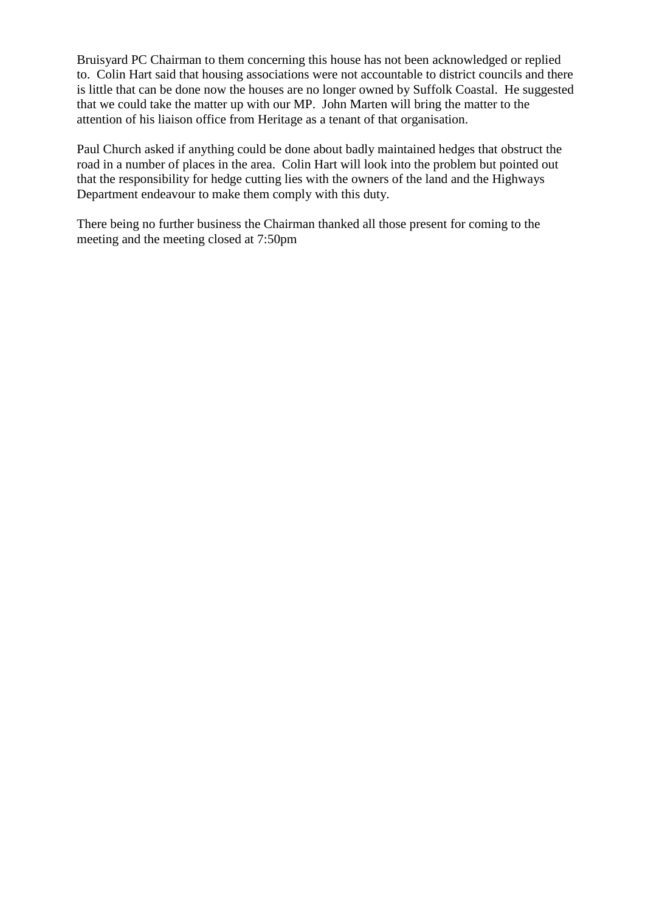Bruisyard PC Chairman to them concerning this house has not been acknowledged or replied to. Colin Hart said that housing associations were not accountable to district councils and there is little that can be done now the houses are no longer owned by Suffolk Coastal. He suggested that we could take the matter up with our MP. John Marten will bring the matter to the attention of his liaison office from Heritage as a tenant of that organisation.

Paul Church asked if anything could be done about badly maintained hedges that obstruct the road in a number of places in the area. Colin Hart will look into the problem but pointed out that the responsibility for hedge cutting lies with the owners of the land and the Highways Department endeavour to make them comply with this duty.

There being no further business the Chairman thanked all those present for coming to the meeting and the meeting closed at 7:50pm